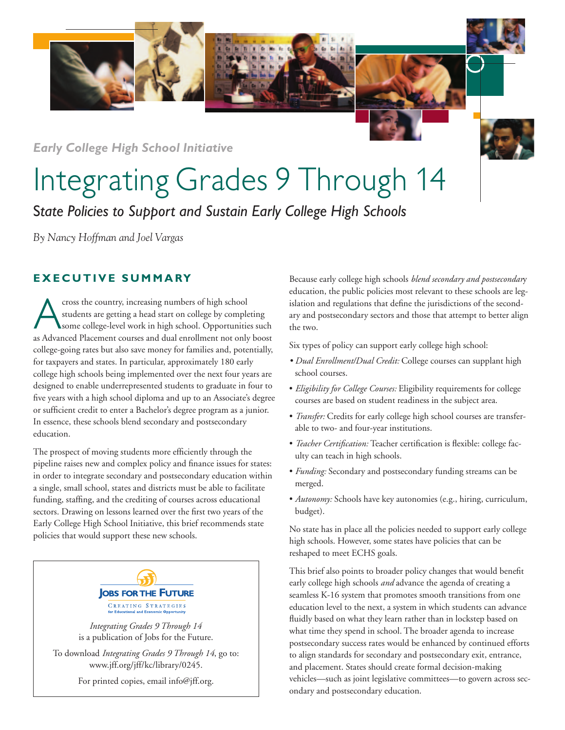*Early College High School Initiative*

# Integrating Grades 9 Through 14

## *State Policies to Support and Sustain Early College High Schools*

*By Nancy Hoffman and Joel Vargas*

### EXECUTIVE SUMMARY

Across the country, increasing numbers of high school students are getting a head start on college by completing some college-level work in high school. Opportunities such as Advanced Placement courses and dual enrollment not only boost college-going rates but also save money for families and, potentially, for taxpayers and states. In particular, approximately 180 early college high schools being implemented over the next four years are designed to enable underrepresented students to graduate in four to five years with a high school diploma and up to an Associate's degree or sufficient credit to enter a Bachelor's degree program as a junior. In essence, these schools blend secondary and postsecondary education.

The prospect of moving students more efficiently through the pipeline raises new and complex policy and finance issues for states: in order to integrate secondary and postsecondary education within a single, small school, states and districts must be able to facilitate funding, staffing, and the crediting of courses across educational sectors. Drawing on lessons learned over the first two years of the Early College High School Initiative, this brief recommends state policies that would support these new schools.

JOBS FOR THE FUTURE

CREATING STRATEGIES for Educational and Economic Opportunity

*Integrating Grades 9 Through 14* is a publication of Jobs for the Future.

To download *Integrating Grades 9 Through 14*, go to: www.jff.org/jff/kc/library/0245.

For printed copies, email info@jff.org.

Because early college high schools *blend secondary and postsecondary* education, the public policies most relevant to these schools are legislation and regulations that define the jurisdictions of the secondary and postsecondary sectors and those that attempt to better align the two.

Six types of policy can support early college high school:

- *Dual Enrollment/Dual Credit:* College courses can supplant high school courses.
- *Eligibility for College Courses:* Eligibility requirements for college courses are based on student readiness in the subject area.
- *Transfer:* Credits for early college high school courses are transferable to two- and four-year institutions.
- *Teacher Certification:* Teacher certification is flexible: college faculty can teach in high schools.
- *Funding:* Secondary and postsecondary funding streams can be merged.
- *Autonomy:* Schools have key autonomies (e.g., hiring, curriculum, budget).

No state has in place all the policies needed to support early college high schools. However, some states have policies that can be reshaped to meet ECHS goals.

This brief also points to broader policy changes that would benefit early college high schools *and* advance the agenda of creating a seamless K-16 system that promotes smooth transitions from one education level to the next, a system in which students can advance fluidly based on what they learn rather than in lockstep based on what time they spend in school. The broader agenda to increase postsecondary success rates would be enhanced by continued efforts to align standards for secondary and postsecondary exit, entrance, and placement. States should create formal decision-making vehicles—such as joint legislative committees—to govern across secondary and postsecondary education.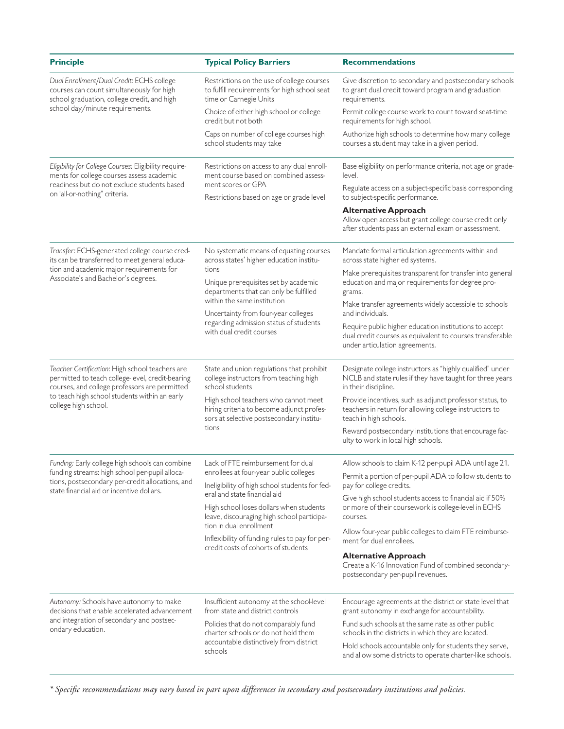| Principle | Typical Policy Barriers | Recommendations |
|---|---|---|
| *Dual Enrollment/Dual Credit:* ECHS college courses can count simultaneously for high school graduation, college credit, and high school day/minute requirements. | Restrictions on the use of college courses to fulfill requirements for high school seat time or Carnegie Units<br><br>Choice of either high school or college credit but not both<br><br>Caps on number of college courses high school students may take | Give discretion to secondary and postsecondary schools to grant dual credit toward program and graduation requirements.<br><br>Permit college course work to count toward seat-time requirements for high school.<br><br>Authorize high schools to determine how many college courses a student may take in a given period. |
| *Eligibility for College Courses:* Eligibility requirements for college courses assess academic readiness but do not exclude students based on "all-or-nothing" criteria. | Restrictions on access to any dual enrollment course based on combined assessment scores or GPA<br><br>Restrictions based on age or grade level | Base eligibility on performance criteria, not age or grade-level.<br><br>Regulate access on a subject-specific basis corresponding to subject-specific performance.<br><br>**Alternative Approach**<br>Allow open access but grant college course credit only after students pass an external exam or assessment. |
| *Transfer:* ECHS-generated college course credits can be transferred to meet general education and academic major requirements for Associate's and Bachelor's degrees. | No systematic means of equating courses across states' higher education institutions<br><br>Unique prerequisites set by academic departments that can only be fulfilled within the same institution<br><br>Uncertainty from four-year colleges regarding admission status of students with dual credit courses | Mandate formal articulation agreements within and across state higher ed systems.<br><br>Make prerequisites transparent for transfer into general education and major requirements for degree programs.<br><br>Make transfer agreements widely accessible to schools and individuals.<br><br>Require public higher education institutions to accept dual credit courses as equivalent to courses transferable under articulation agreements. |
| *Teacher Certification:* High school teachers are permitted to teach college-level, credit-bearing courses, and college professors are permitted to teach high school students within an early college high school. | State and union regulations that prohibit college instructors from teaching high school students<br><br>High school teachers who cannot meet hiring criteria to become adjunct professors at selective postsecondary institutions | Designate college instructors as "highly qualified" under NCLB and state rules if they have taught for three years in their discipline.<br><br>Provide incentives, such as adjunct professor status, to teachers in return for allowing college instructors to teach in high schools.<br><br>Reward postsecondary institutions that encourage faculty to work in local high schools. |
| *Funding:* Early college high schools can combine funding streams: high school per-pupil allocations, postsecondary per-credit allocations, and state financial aid or incentive dollars. | Lack of FTE reimbursement for dual enrollees at four-year public colleges<br><br>Ineligibility of high school students for federal and state financial aid<br><br>High school loses dollars when students leave, discouraging high school participation in dual enrollment<br><br>Inflexibility of funding rules to pay for per-credit costs of cohorts of students | Allow schools to claim K-12 per-pupil ADA until age 21.<br><br>Permit a portion of per-pupil ADA to follow students to pay for college credits.<br><br>Give high school students access to financial aid if 50% or more of their coursework is college-level in ECHS courses.<br><br>Allow four-year public colleges to claim FTE reimbursement for dual enrollees.<br><br>**Alternative Approach**<br>Create a K-16 Innovation Fund of combined secondary-postsecondary per-pupil revenues. |
| *Autonomy:* Schools have autonomy to make decisions that enable accelerated advancement and integration of secondary and postsecondary education. | Insufficient autonomy at the school-level from state and district controls<br><br>Policies that do not comparably fund charter schools or do not hold them accountable distinctively from district schools | Encourage agreements at the district or state level that grant autonomy in exchange for accountability.<br><br>Fund such schools at the same rate as other public schools in the districts in which they are located.<br><br>Hold schools accountable only for students they serve, and allow some districts to operate charter-like schools. |

*\* Specific recommendations may vary based in part upon differences in secondary and postsecondary institutions and policies.*